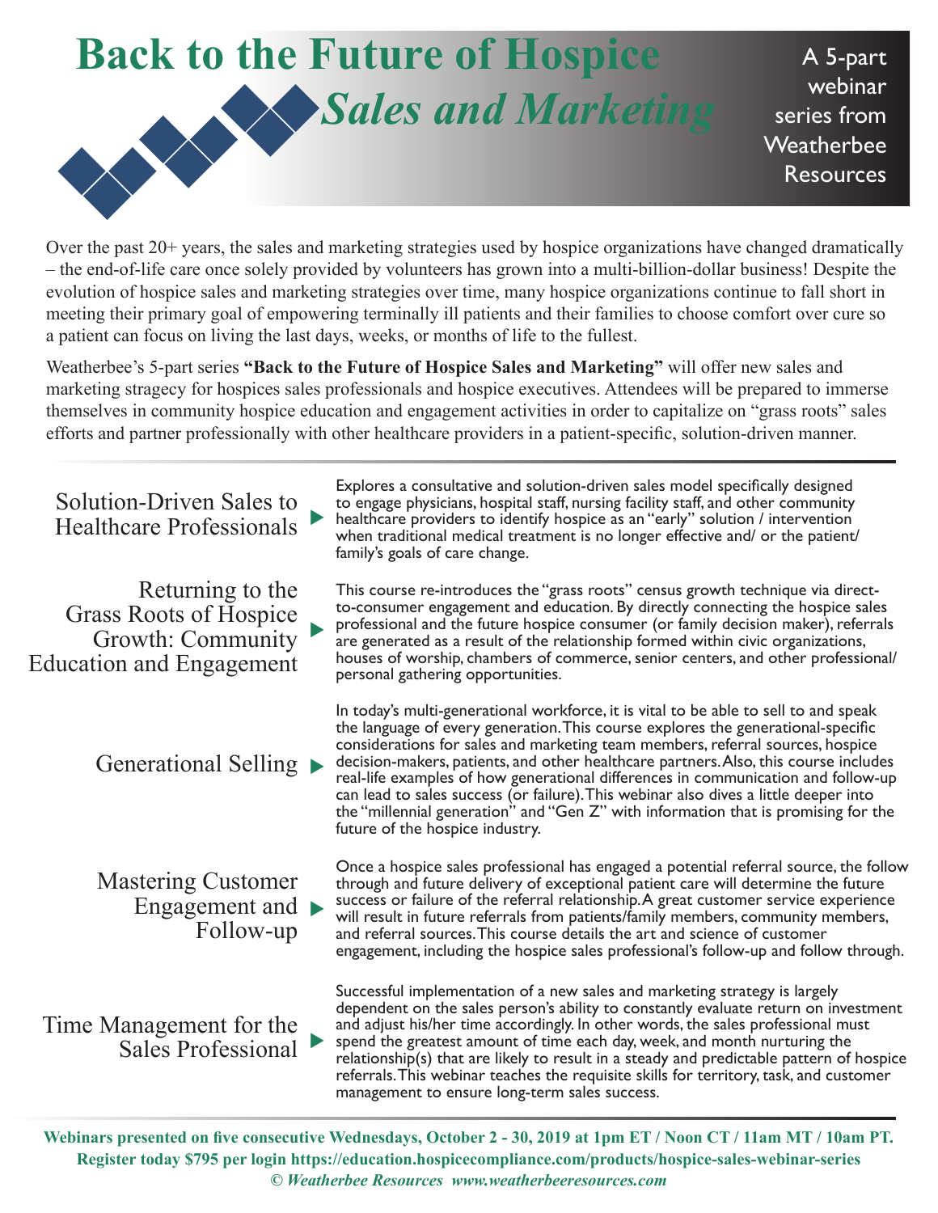# Back to the Future of Hospice *Sales and Marketing*

A 5-part webinar series from Weatherbee Resources

Over the past 20+ years, the sales and marketing strategies used by hospice organizations have changed dramatically – the end-of-life care once solely provided by volunteers has grown into a multi-billion-dollar business! Despite the evolution of hospice sales and marketing strategies over time, many hospice organizations continue to fall short in meeting their primary goal of empowering terminally ill patients and their families to choose comfort over cure so a patient can focus on living the last days, weeks, or months of life to the fullest.

Weatherbee's 5-part series **"Back to the Future of Hospice Sales and Marketing"** will offer new sales and marketing stragecy for hospices sales professionals and hospice executives. Attendees will be prepared to immerse themselves in community hospice education and engagement activities in order to capitalize on "grass roots" sales efforts and partner professionally with other healthcare providers in a patient-specific, solution-driven manner.

---

### Solution-Driven Sales to Healthcare Professionals

Explores a consultative and solution-driven sales model specifically designed to engage physicians, hospital staff, nursing facility staff, and other community healthcare providers to identify hospice as an "early" solution / intervention when traditional medical treatment is no longer effective and/ or the patient/ family's goals of care change.

### Returning to the Grass Roots of Hospice Growth: Community Education and Engagement

This course re-introduces the "grass roots" census growth technique via direct-to-consumer engagement and education. By directly connecting the hospice sales professional and the future hospice consumer (or family decision maker), referrals are generated as a result of the relationship formed within civic organizations, houses of worship, chambers of commerce, senior centers, and other professional/ personal gathering opportunities.

### Generational Selling

In today's multi-generational workforce, it is vital to be able to sell to and speak the language of every generation. This course explores the generational-specific considerations for sales and marketing team members, referral sources, hospice decision-makers, patients, and other healthcare partners. Also, this course includes real-life examples of how generational differences in communication and follow-up can lead to sales success (or failure). This webinar also dives a little deeper into the "millennial generation" and "Gen Z" with information that is promising for the future of the hospice industry.

### Mastering Customer Engagement and Follow-up

Once a hospice sales professional has engaged a potential referral source, the follow through and future delivery of exceptional patient care will determine the future success or failure of the referral relationship. A great customer service experience will result in future referrals from patients/family members, community members, and referral sources. This course details the art and science of customer engagement, including the hospice sales professional's follow-up and follow through.

### Time Management for the Sales Professional

Successful implementation of a new sales and marketing strategy is largely dependent on the sales person's ability to constantly evaluate return on investment and adjust his/her time accordingly. In other words, the sales professional must spend the greatest amount of time each day, week, and month nurturing the relationship(s) that are likely to result in a steady and predictable pattern of hospice referrals. This webinar teaches the requisite skills for territory, task, and customer management to ensure long-term sales success.

---

**Webinars presented on five consecutive Wednesdays, October 2 - 30, 2019 at 1pm ET / Noon CT / 11am MT / 10am PT.**

**Register today $795 per login https://education.hospicecompliance.com/products/hospice-sales-webinar-series**

***© Weatherbee Resources www.weatherbeeresources.com***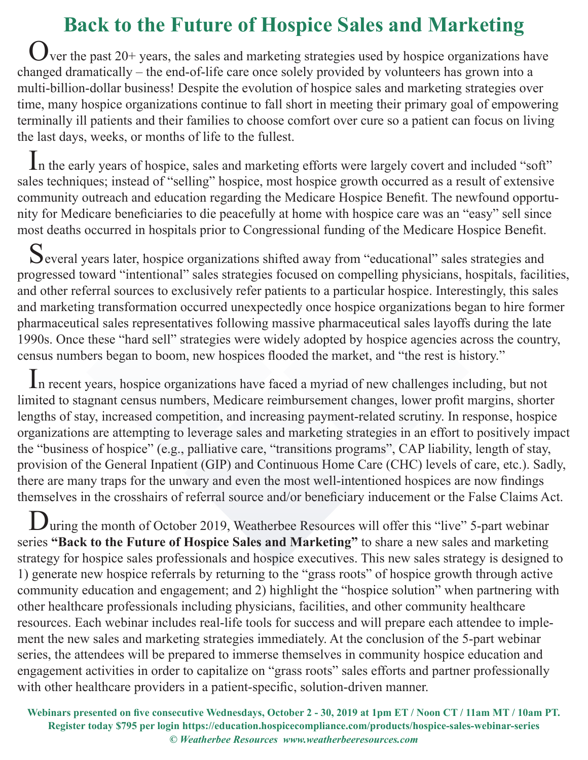# Back to the Future of Hospice Sales and Marketing

Over the past 20+ years, the sales and marketing strategies used by hospice organizations have changed dramatically – the end-of-life care once solely provided by volunteers has grown into a multi-billion-dollar business! Despite the evolution of hospice sales and marketing strategies over time, many hospice organizations continue to fall short in meeting their primary goal of empowering terminally ill patients and their families to choose comfort over cure so a patient can focus on living the last days, weeks, or months of life to the fullest.

In the early years of hospice, sales and marketing efforts were largely covert and included "soft" sales techniques; instead of "selling" hospice, most hospice growth occurred as a result of extensive community outreach and education regarding the Medicare Hospice Benefit. The newfound opportunity for Medicare beneficiaries to die peacefully at home with hospice care was an "easy" sell since most deaths occurred in hospitals prior to Congressional funding of the Medicare Hospice Benefit.

Several years later, hospice organizations shifted away from "educational" sales strategies and progressed toward "intentional" sales strategies focused on compelling physicians, hospitals, facilities, and other referral sources to exclusively refer patients to a particular hospice. Interestingly, this sales and marketing transformation occurred unexpectedly once hospice organizations began to hire former pharmaceutical sales representatives following massive pharmaceutical sales layoffs during the late 1990s. Once these "hard sell" strategies were widely adopted by hospice agencies across the country, census numbers began to boom, new hospices flooded the market, and "the rest is history."

In recent years, hospice organizations have faced a myriad of new challenges including, but not limited to stagnant census numbers, Medicare reimbursement changes, lower profit margins, shorter lengths of stay, increased competition, and increasing payment-related scrutiny. In response, hospice organizations are attempting to leverage sales and marketing strategies in an effort to positively impact the "business of hospice" (e.g., palliative care, "transitions programs", CAP liability, length of stay, provision of the General Inpatient (GIP) and Continuous Home Care (CHC) levels of care, etc.). Sadly, there are many traps for the unwary and even the most well-intentioned hospices are now findings themselves in the crosshairs of referral source and/or beneficiary inducement or the False Claims Act.

During the month of October 2019, Weatherbee Resources will offer this "live" 5-part webinar series **"Back to the Future of Hospice Sales and Marketing"** to share a new sales and marketing strategy for hospice sales professionals and hospice executives. This new sales strategy is designed to 1) generate new hospice referrals by returning to the "grass roots" of hospice growth through active community education and engagement; and 2) highlight the "hospice solution" when partnering with other healthcare professionals including physicians, facilities, and other community healthcare resources. Each webinar includes real-life tools for success and will prepare each attendee to implement the new sales and marketing strategies immediately. At the conclusion of the 5-part webinar series, the attendees will be prepared to immerse themselves in community hospice education and engagement activities in order to capitalize on "grass roots" sales efforts and partner professionally with other healthcare providers in a patient-specific, solution-driven manner.

**Webinars presented on five consecutive Wednesdays, October 2 - 30, 2019 at 1pm ET / Noon CT / 11am MT / 10am PT.**
**Register today $795 per login https://education.hospicecompliance.com/products/hospice-sales-webinar-series**
***© Weatherbee Resources www.weatherbeeresources.com***